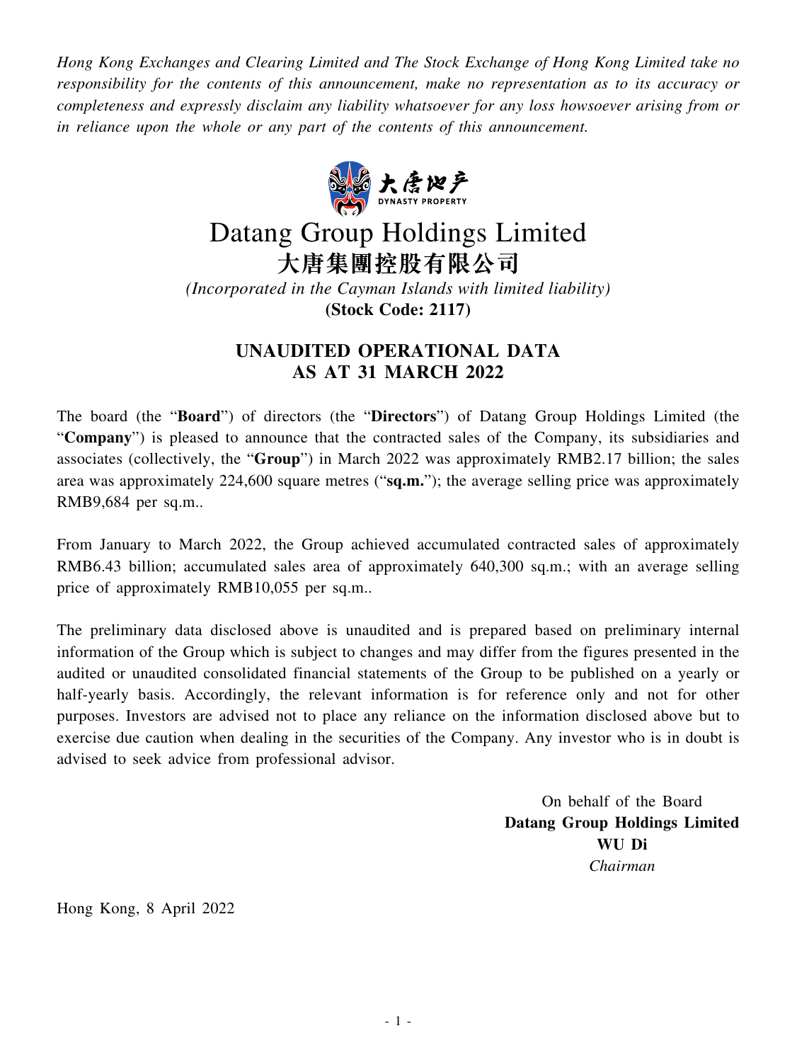*Hong Kong Exchanges and Clearing Limited and The Stock Exchange of Hong Kong Limited take no responsibility for the contents of this announcement, make no representation as to its accuracy or completeness and expressly disclaim any liability whatsoever for any loss howsoever arising from or in reliance upon the whole or any part of the contents of this announcement.*

大唐地产
DYNASTY PROPERTY

# Datang Group Holdings Limited
# 大唐集團控股有限公司

*(Incorporated in the Cayman Islands with limited liability)*
**(Stock Code: 2117)**

## UNAUDITED OPERATIONAL DATA AS AT 31 MARCH 2022

The board (the "**Board**") of directors (the "**Directors**") of Datang Group Holdings Limited (the "**Company**") is pleased to announce that the contracted sales of the Company, its subsidiaries and associates (collectively, the "**Group**") in March 2022 was approximately RMB2.17 billion; the sales area was approximately 224,600 square metres ("**sq.m.**"); the average selling price was approximately RMB9,684 per sq.m..

From January to March 2022, the Group achieved accumulated contracted sales of approximately RMB6.43 billion; accumulated sales area of approximately 640,300 sq.m.; with an average selling price of approximately RMB10,055 per sq.m..

The preliminary data disclosed above is unaudited and is prepared based on preliminary internal information of the Group which is subject to changes and may differ from the figures presented in the audited or unaudited consolidated financial statements of the Group to be published on a yearly or half-yearly basis. Accordingly, the relevant information is for reference only and not for other purposes. Investors are advised not to place any reliance on the information disclosed above but to exercise due caution when dealing in the securities of the Company. Any investor who is in doubt is advised to seek advice from professional advisor.

On behalf of the Board
**Datang Group Holdings Limited**
**WU Di**
*Chairman*

Hong Kong, 8 April 2022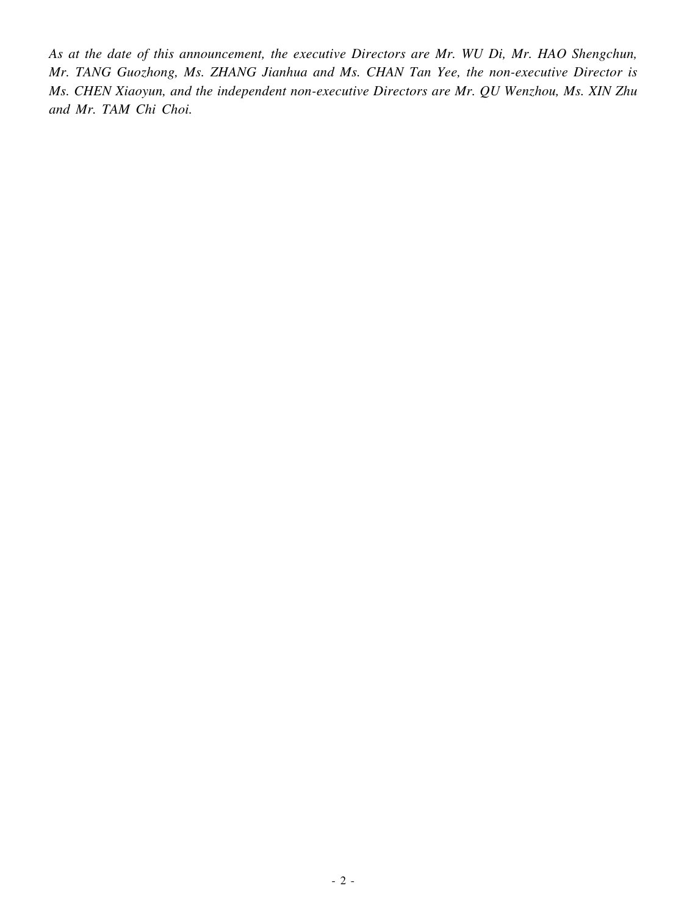*As at the date of this announcement, the executive Directors are Mr. WU Di, Mr. HAO Shengchun, Mr. TANG Guozhong, Ms. ZHANG Jianhua and Ms. CHAN Tan Yee, the non-executive Director is Ms. CHEN Xiaoyun, and the independent non-executive Directors are Mr. QU Wenzhou, Ms. XIN Zhu and Mr. TAM Chi Choi.*